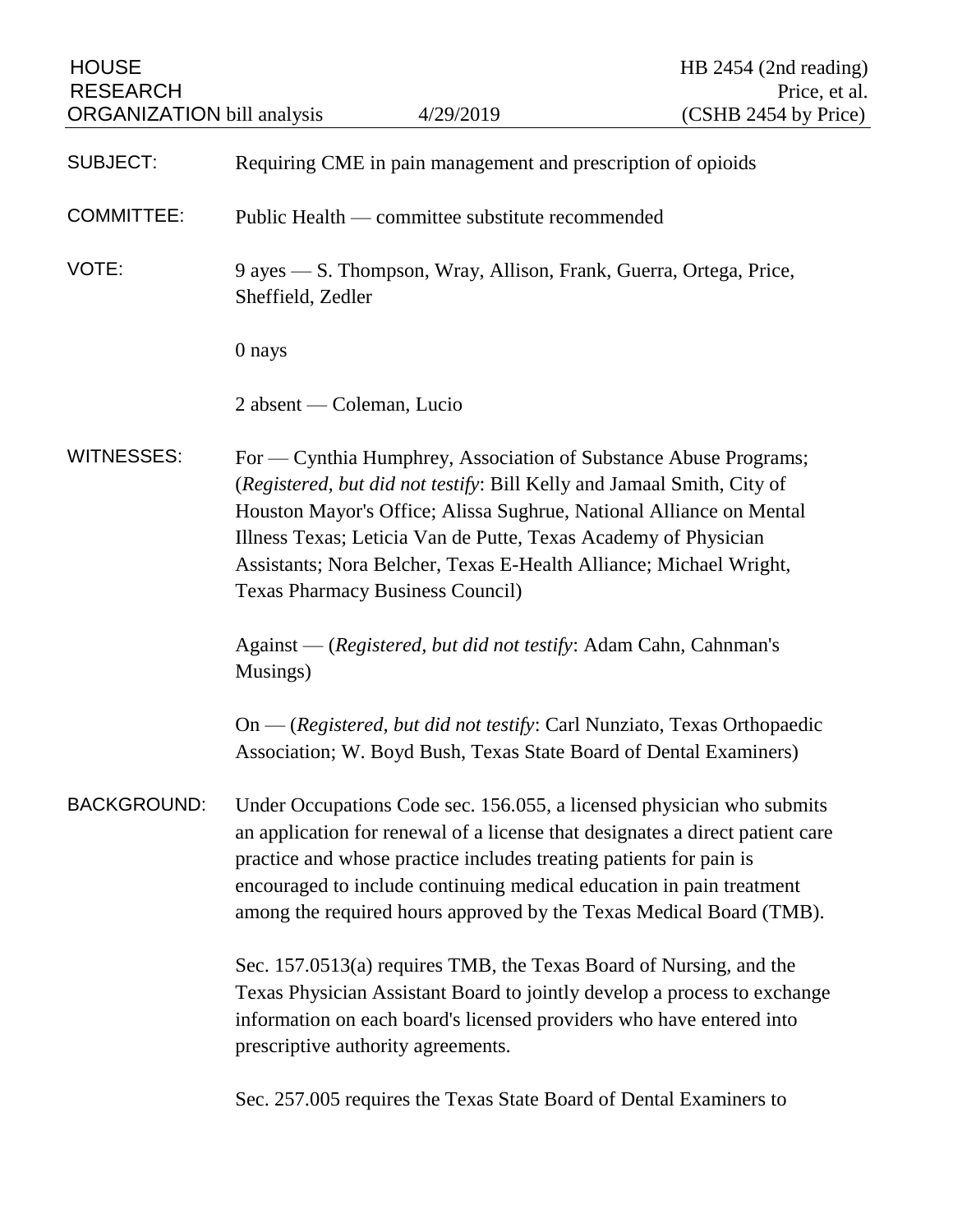HOUSE RESEARCH ORGANIZATION bill analysis — 4/29/2019 — HB 2454 (2nd reading), Price, et al. (CSHB 2454 by Price)

**SUBJECT:** Requiring CME in pain management and prescription of opioids

**COMMITTEE:** Public Health — committee substitute recommended

**VOTE:** 9 ayes — S. Thompson, Wray, Allison, Frank, Guerra, Ortega, Price, Sheffield, Zedler

0 nays

2 absent — Coleman, Lucio

**WITNESSES:** For — Cynthia Humphrey, Association of Substance Abuse Programs; (*Registered, but did not testify*: Bill Kelly and Jamaal Smith, City of Houston Mayor's Office; Alissa Sughrue, National Alliance on Mental Illness Texas; Leticia Van de Putte, Texas Academy of Physician Assistants; Nora Belcher, Texas E-Health Alliance; Michael Wright, Texas Pharmacy Business Council)

Against — (*Registered, but did not testify*: Adam Cahn, Cahnman's Musings)

On — (*Registered, but did not testify*: Carl Nunziato, Texas Orthopaedic Association; W. Boyd Bush, Texas State Board of Dental Examiners)

**BACKGROUND:** Under Occupations Code sec. 156.055, a licensed physician who submits an application for renewal of a license that designates a direct patient care practice and whose practice includes treating patients for pain is encouraged to include continuing medical education in pain treatment among the required hours approved by the Texas Medical Board (TMB).

Sec. 157.0513(a) requires TMB, the Texas Board of Nursing, and the Texas Physician Assistant Board to jointly develop a process to exchange information on each board's licensed providers who have entered into prescriptive authority agreements.

Sec. 257.005 requires the Texas State Board of Dental Examiners to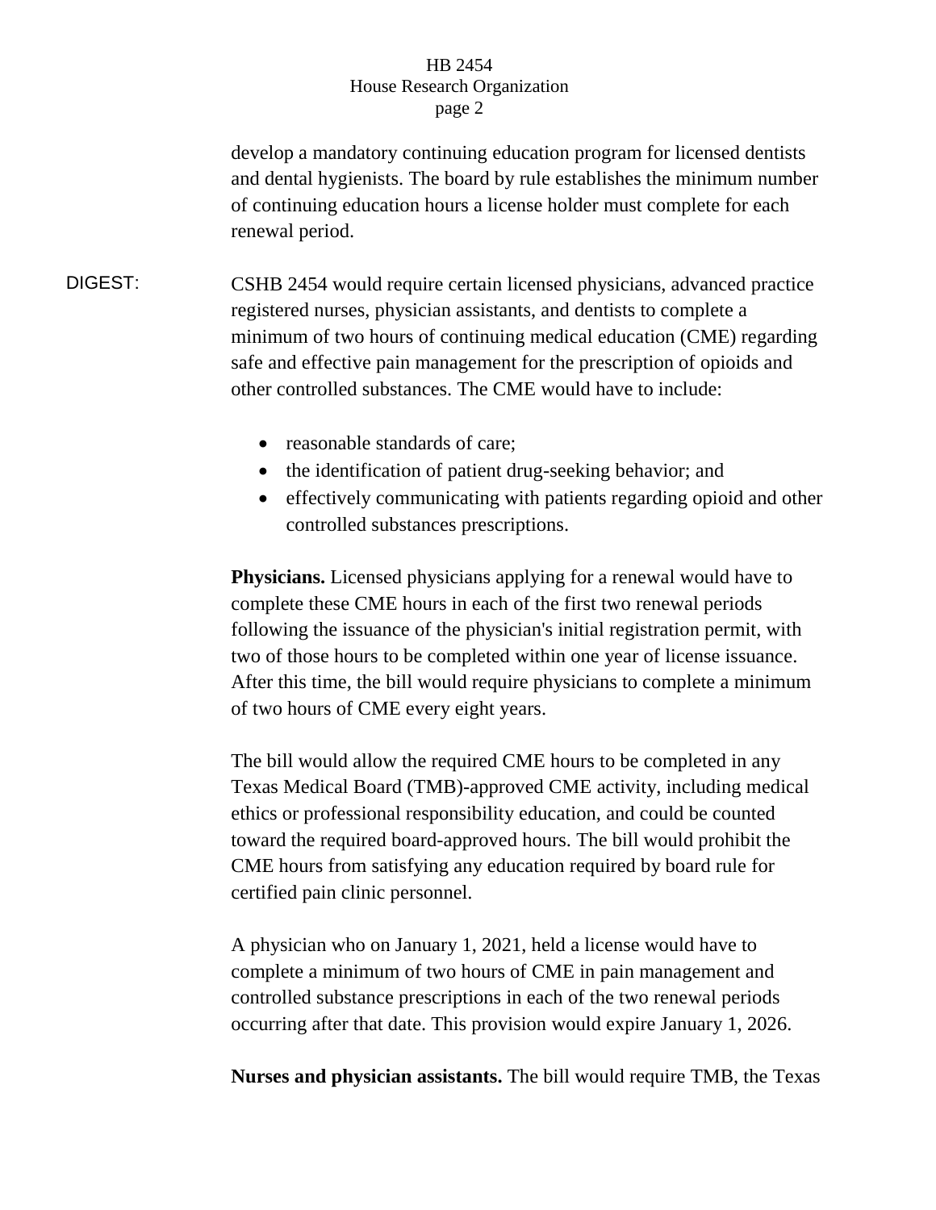develop a mandatory continuing education program for licensed dentists and dental hygienists. The board by rule establishes the minimum number of continuing education hours a license holder must complete for each renewal period.

DIGEST: CSHB 2454 would require certain licensed physicians, advanced practice registered nurses, physician assistants, and dentists to complete a minimum of two hours of continuing medical education (CME) regarding safe and effective pain management for the prescription of opioids and other controlled substances. The CME would have to include:

- reasonable standards of care;
- the identification of patient drug-seeking behavior; and
- effectively communicating with patients regarding opioid and other controlled substances prescriptions.

**Physicians.** Licensed physicians applying for a renewal would have to complete these CME hours in each of the first two renewal periods following the issuance of the physician's initial registration permit, with two of those hours to be completed within one year of license issuance. After this time, the bill would require physicians to complete a minimum of two hours of CME every eight years.

The bill would allow the required CME hours to be completed in any Texas Medical Board (TMB)-approved CME activity, including medical ethics or professional responsibility education, and could be counted toward the required board-approved hours. The bill would prohibit the CME hours from satisfying any education required by board rule for certified pain clinic personnel.

A physician who on January 1, 2021, held a license would have to complete a minimum of two hours of CME in pain management and controlled substance prescriptions in each of the two renewal periods occurring after that date. This provision would expire January 1, 2026.

**Nurses and physician assistants.** The bill would require TMB, the Texas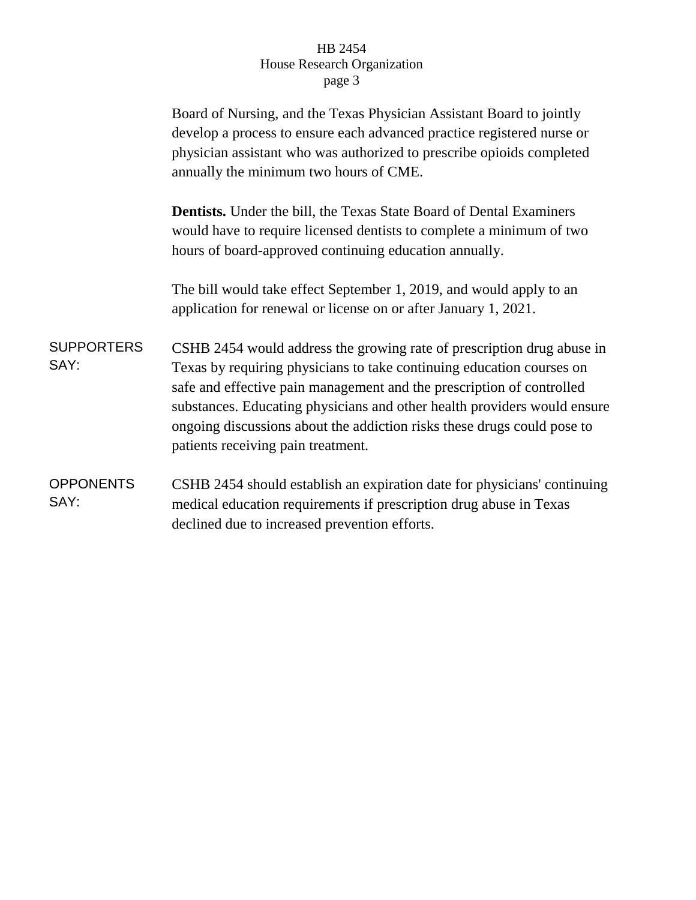Board of Nursing, and the Texas Physician Assistant Board to jointly develop a process to ensure each advanced practice registered nurse or physician assistant who was authorized to prescribe opioids completed annually the minimum two hours of CME.

**Dentists.** Under the bill, the Texas State Board of Dental Examiners would have to require licensed dentists to complete a minimum of two hours of board-approved continuing education annually.

The bill would take effect September 1, 2019, and would apply to an application for renewal or license on or after January 1, 2021.

SUPPORTERS SAY: CSHB 2454 would address the growing rate of prescription drug abuse in Texas by requiring physicians to take continuing education courses on safe and effective pain management and the prescription of controlled substances. Educating physicians and other health providers would ensure ongoing discussions about the addiction risks these drugs could pose to patients receiving pain treatment.

OPPONENTS SAY: CSHB 2454 should establish an expiration date for physicians' continuing medical education requirements if prescription drug abuse in Texas declined due to increased prevention efforts.